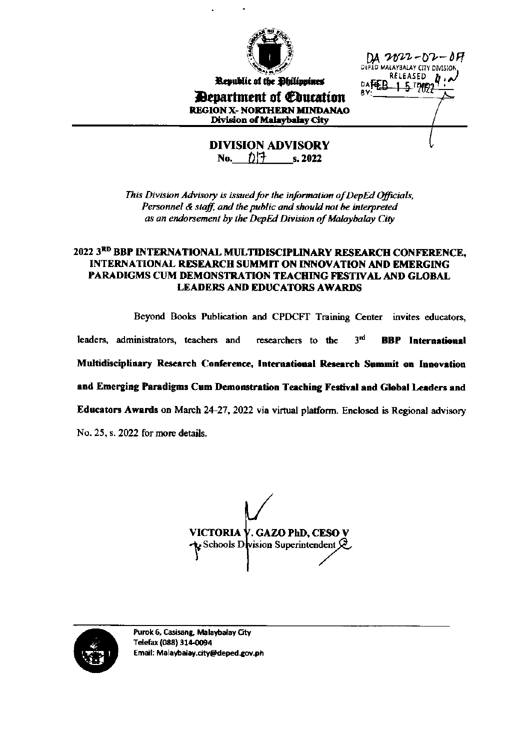Republic of the Philippines

**Department of Education**

**REGION X- NORTHERN MINDANAO**

**Division of Malaybalay City**

DA 2022-02-017
DEPED MALAYBALAY CITY DIVISION
RELEASED
DATE: FEB 15 2022
BY:

## DIVISION ADVISORY

**No. 017 s. 2022**

*This Division Advisory is issued for the information of DepEd Officials, Personnel & staff, and the public and should not be interpreted as an endorsement by the DepEd Division of Malaybalay City*

### 2022 3RD BBP INTERNATIONAL MULTIDISCIPLINARY RESEARCH CONFERENCE, INTERNATIONAL RESEARCH SUMMIT ON INNOVATION AND EMERGING PARADIGMS CUM DEMONSTRATION TEACHING FESTIVAL AND GLOBAL LEADERS AND EDUCATORS AWARDS

Beyond Books Publication and CPDCFT Training Center invites educators, leaders, administrators, teachers and researchers to the 3rd **BBP International Multidisciplinary Research Conference, International Research Summit on Innovation and Emerging Paradigms Cum Demonstration Teaching Festival and Global Leaders and Educators Awards** on March 24-27, 2022 via virtual platform. Enclosed is Regional advisory No. 25, s. 2022 for more details.

**VICTORIA V. GAZO PhD, CESO V**
Schools Division Superintendent

Purok 6, Casisang, Malaybalay City
Telefax (088) 314-0094
Email: Malaybalay.city@deped.gov.ph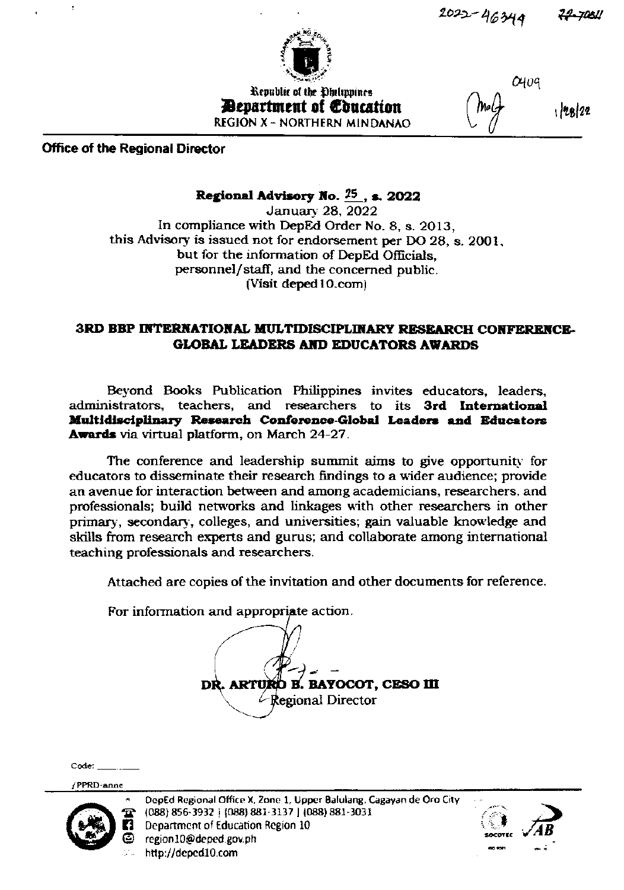2022-46344 22-7081

Republic of the Philippines
**Department of Education**
REGION X – NORTHERN MINDANAO

0409
1/28/22

**Office of the Regional Director**

**Regional Advisory No. 25, s. 2022**
January 28, 2022
In compliance with DepEd Order No. 8, s. 2013,
this Advisory is issued not for endorsement per DO 28, s. 2001,
but for the information of DepEd Officials,
personnel/staff, and the concerned public.
(Visit deped10.com)

## 3RD BBP INTERNATIONAL MULTIDISCIPLINARY RESEARCH CONFERENCE-GLOBAL LEADERS AND EDUCATORS AWARDS

Beyond Books Publication Philippines invites educators, leaders, administrators, teachers, and researchers to its **3rd International Multidisciplinary Research Conference-Global Leaders and Educators Awards** via virtual platform, on March 24-27.

The conference and leadership summit aims to give opportunity for educators to disseminate their research findings to a wider audience; provide an avenue for interaction between and among academicians, researchers, and professionals; build networks and linkages with other researchers in other primary, secondary, colleges, and universities; gain valuable knowledge and skills from research experts and gurus; and collaborate among international teaching professionals and researchers.

Attached are copies of the invitation and other documents for reference.

For information and appropriate action.

**DR. ARTURO B. BAYOCOT, CESO III**
Regional Director

Code: ______

/PPRD-anne

DepEd Regional Office X, Zone 1, Upper Balulang, Cagayan de Oro City
(088) 856-3932 | (088) 881-3137 | (088) 881-3031
Department of Education Region 10
region10@deped.gov.ph
http://deped10.com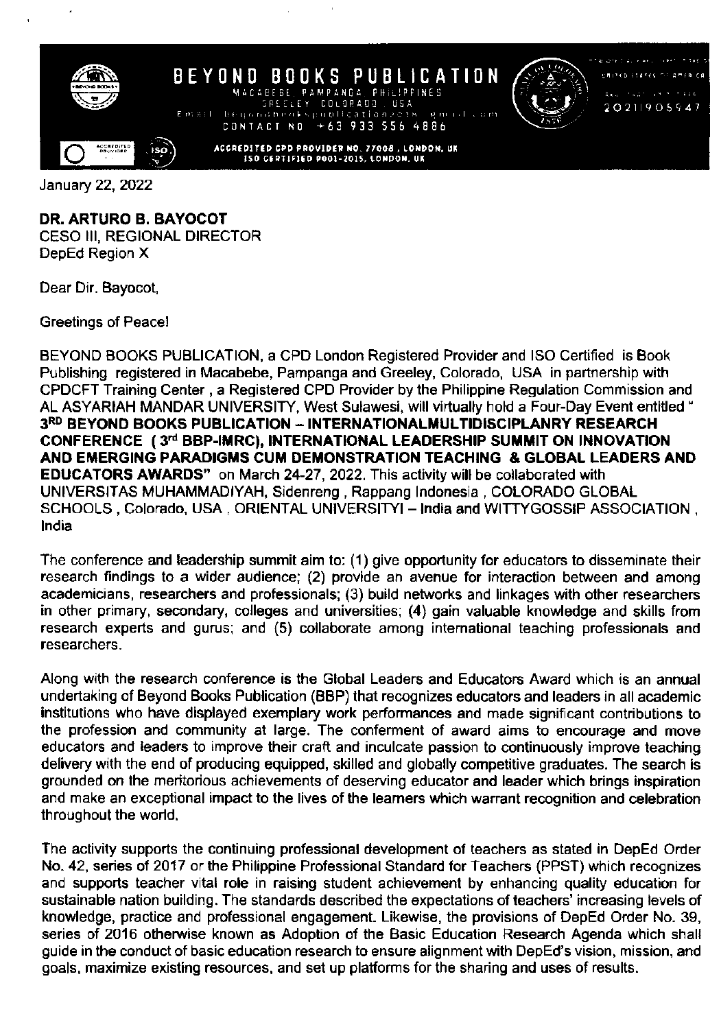# BEYOND BOOKS PUBLICATION

MACABEBE, PAMPANGA, PHILIPPINES
GREELEY, COLORADO, USA
Email: beyondbookspublication2019@gmail.com
CONTACT NO. +63 933 556 4886

ACCREDITED CPD PROVIDER NO. 77008, LONDON, UK
ISO CERTIFIED 9001-2015, LONDON, UK

20211905947

January 22, 2022

**DR. ARTURO B. BAYOCOT**
CESO III, REGIONAL DIRECTOR
DepEd Region X

Dear Dir. Bayocot,

Greetings of Peace!

BEYOND BOOKS PUBLICATION, a CPD London Registered Provider and ISO Certified is Book Publishing registered in Macabebe, Pampanga and Greeley, Colorado, USA in partnership with CPDCFT Training Center, a Registered CPD Provider by the Philippine Regulation Commission and AL ASYARIAH MANDAR UNIVERSITY, West Sulawesi, will virtually hold a Four-Day Event entitled "**3RD BEYOND BOOKS PUBLICATION – INTERNATIONALMULTIDISCIPLANRY RESEARCH CONFERENCE (3rd BBP-IMRC), INTERNATIONAL LEADERSHIP SUMMIT ON INNOVATION AND EMERGING PARADIGMS CUM DEMONSTRATION TEACHING & GLOBAL LEADERS AND EDUCATORS AWARDS"** on March 24-27, 2022. This activity will be collaborated with UNIVERSITAS MUHAMMADIYAH, Sidenreng, Rappang Indonesia, COLORADO GLOBAL SCHOOLS, Colorado, USA, ORIENTAL UNIVERSITYI – India and WITTYGOSSIP ASSOCIATION, India

The conference and leadership summit aim to: (1) give opportunity for educators to disseminate their research findings to a wider audience; (2) provide an avenue for interaction between and among academicians, researchers and professionals; (3) build networks and linkages with other researchers in other primary, secondary, colleges and universities; (4) gain valuable knowledge and skills from research experts and gurus; and (5) collaborate among international teaching professionals and researchers.

Along with the research conference is the Global Leaders and Educators Award which is an annual undertaking of Beyond Books Publication (BBP) that recognizes educators and leaders in all academic institutions who have displayed exemplary work performances and made significant contributions to the profession and community at large. The conferment of award aims to encourage and move educators and leaders to improve their craft and inculcate passion to continuously improve teaching delivery with the end of producing equipped, skilled and globally competitive graduates. The search is grounded on the meritorious achievements of deserving educator and leader which brings inspiration and make an exceptional impact to the lives of the learners which warrant recognition and celebration throughout the world.

The activity supports the continuing professional development of teachers as stated in DepEd Order No. 42, series of 2017 or the Philippine Professional Standard for Teachers (PPST) which recognizes and supports teacher vital role in raising student achievement by enhancing quality education for sustainable nation building. The standards described the expectations of teachers' increasing levels of knowledge, practice and professional engagement. Likewise, the provisions of DepEd Order No. 39, series of 2016 otherwise known as Adoption of the Basic Education Research Agenda which shall guide in the conduct of basic education research to ensure alignment with DepEd's vision, mission, and goals, maximize existing resources, and set up platforms for the sharing and uses of results.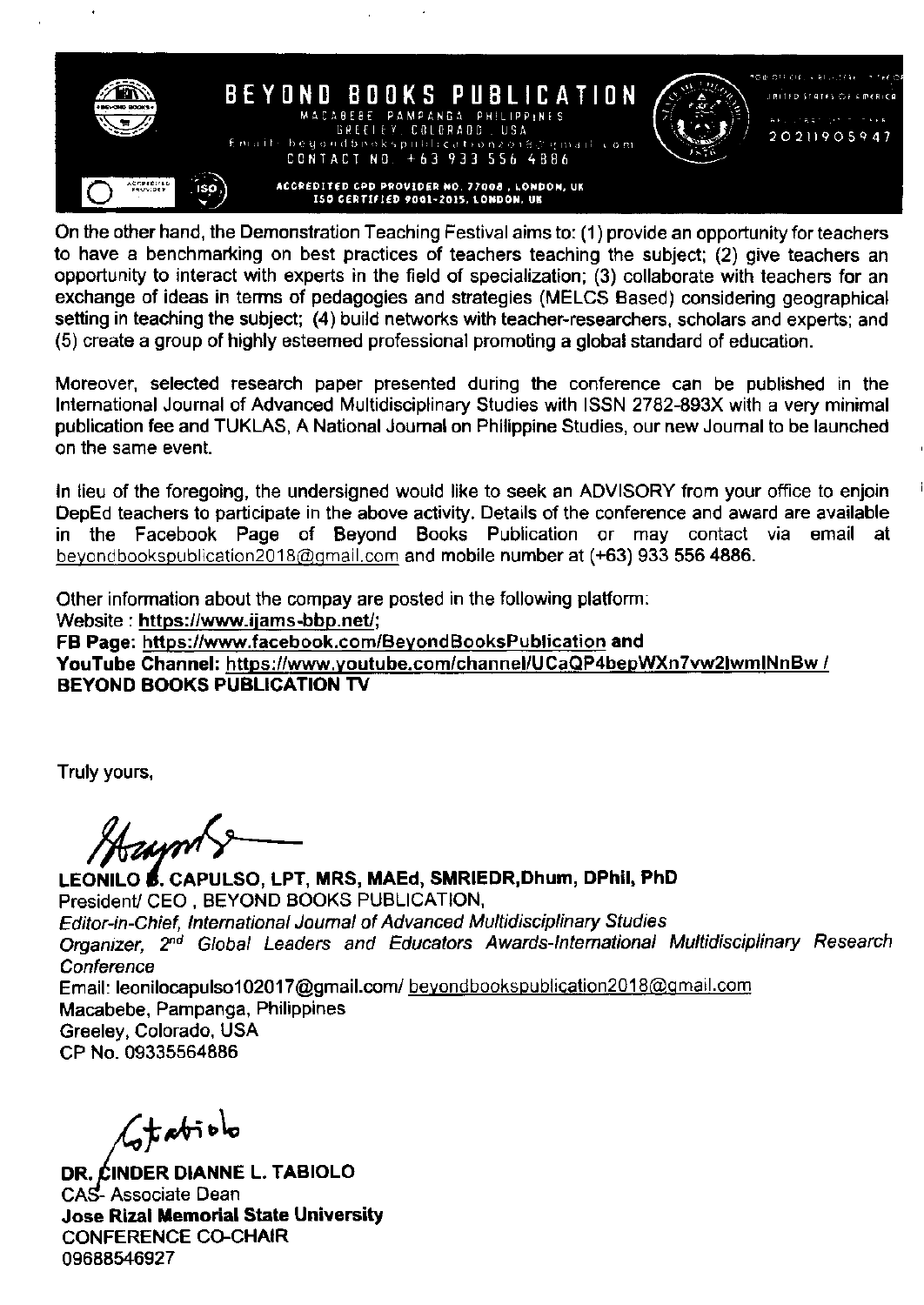On the other hand, the Demonstration Teaching Festival aims to: (1) provide an opportunity for teachers to have a benchmarking on best practices of teachers teaching the subject; (2) give teachers an opportunity to interact with experts in the field of specialization; (3) collaborate with teachers for an exchange of ideas in terms of pedagogies and strategies (MELCS Based) considering geographical setting in teaching the subject; (4) build networks with teacher-researchers, scholars and experts; and (5) create a group of highly esteemed professional promoting a global standard of education.

Moreover, selected research paper presented during the conference can be published in the International Journal of Advanced Multidisciplinary Studies with ISSN 2782-893X with a very minimal publication fee and TUKLAS, A National Journal on Philippine Studies, our new Journal to be launched on the same event.

In lieu of the foregoing, the undersigned would like to seek an ADVISORY from your office to enjoin DepEd teachers to participate in the above activity. Details of the conference and award are available in the Facebook Page of Beyond Books Publication or may contact via email at beyondbookspublication2018@gmail.com and mobile number at (+63) 933 556 4886.

Other information about the compay are posted in the following platform:
Website : **https://www.ijams-bbp.net/**;
**FB Page: https://www.facebook.com/BeyondBooksPublication and**
**YouTube Channel: https://www.youtube.com/channel/UCaQP4bepWXn7vw2lwmINnBw / BEYOND BOOKS PUBLICATION TV**

Truly yours,

**LEONILO B. CAPULSO, LPT, MRS, MAEd, SMRIEDR,Dhum, DPhil, PhD**
President/ CEO , BEYOND BOOKS PUBLICATION,
*Editor-in-Chief, International Journal of Advanced Multidisciplinary Studies*
*Organizer, 2nd Global Leaders and Educators Awards-International Multidisciplinary Research Conference*
Email: leonilocapulso102017@gmail.com/ beyondbookspublication2018@gmail.com
Macabebe, Pampanga, Philippines
Greeley, Colorado, USA
CP No. 09335564886

**DR. CINDER DIANNE L. TABIOLO**
CAS- Associate Dean
**Jose Rizal Memorial State University**
CONFERENCE CO-CHAIR
09688546927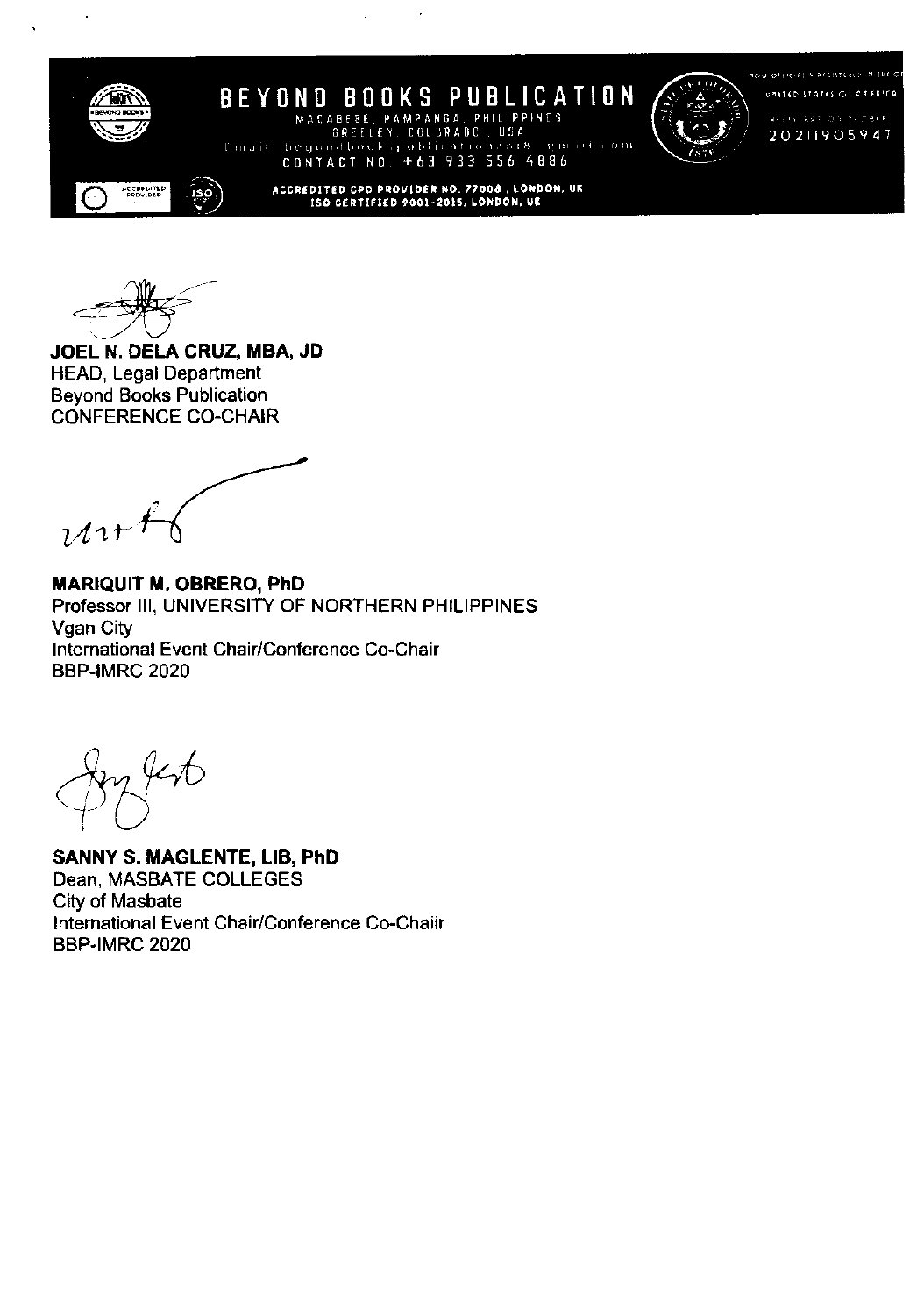# BEYOND BOOKS PUBLICATION

MACABEBE, PAMPANGA, PHILIPPINES
GREELEY, COLORADO, USA
CONTACT NO. +63 933 556 4886

ACCREDITED CPD PROVIDER NO. 77008, LONDON, UK
ISO CERTIFIED 9001-2015, LONDON, UK

UNITED STATES OF AMERICA
20211905947

**JOEL N. DELA CRUZ, MBA, JD**
HEAD, Legal Department
Beyond Books Publication
CONFERENCE CO-CHAIR

**MARIQUIT M. OBRERO, PhD**
Professor III, UNIVERSITY OF NORTHERN PHILIPPINES
Vgan City
International Event Chair/Conference Co-Chair
BBP-IMRC 2020

**SANNY S. MAGLENTE, LIB, PhD**
Dean, MASBATE COLLEGES
City of Masbate
International Event Chair/Conference Co-Chaiir
BBP-IMRC 2020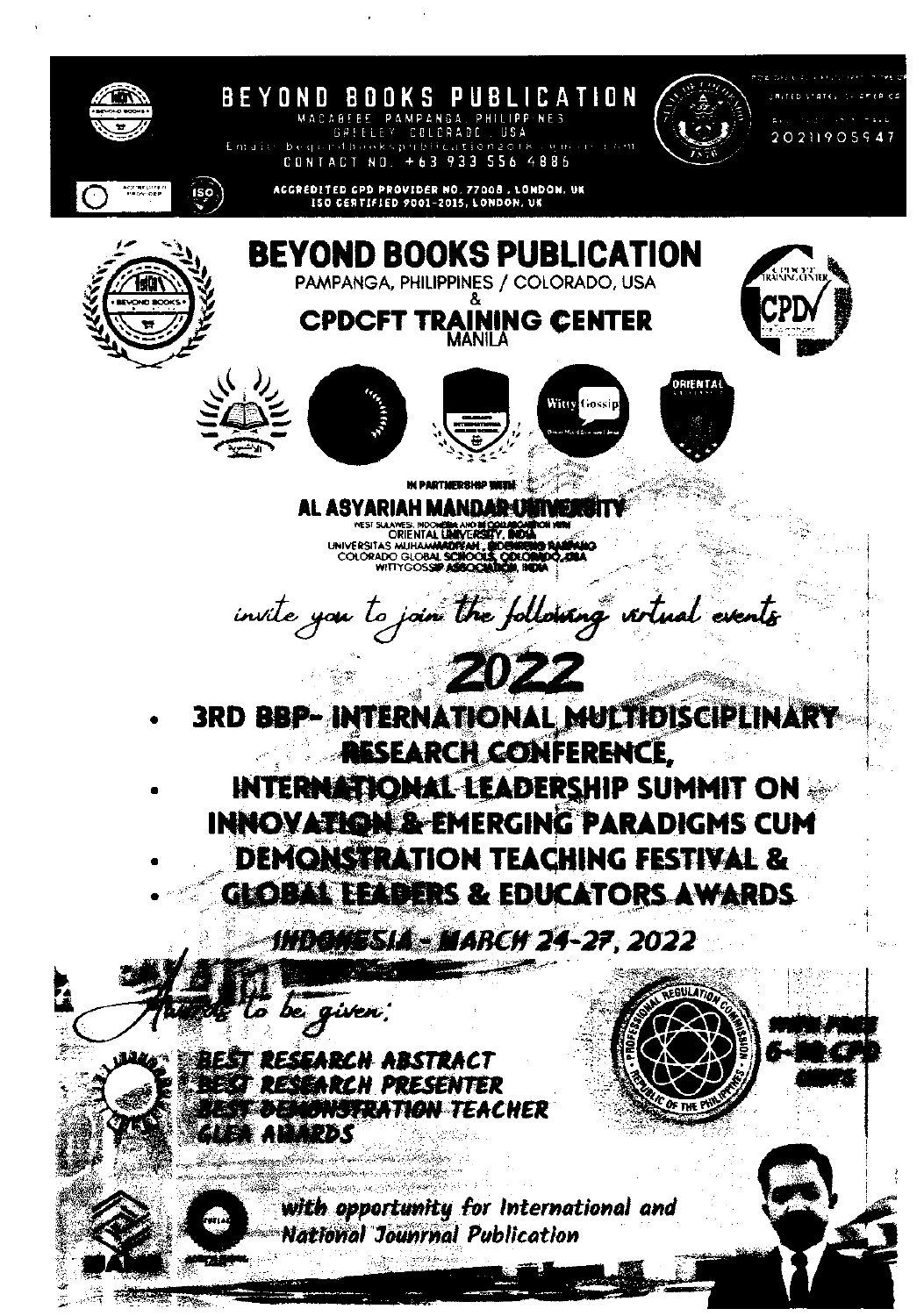# BEYOND BOOKS PUBLICATION

MACABEBE, PAMPANGA, PHILIPPINES
GREELEY, COLORADO, USA
CONTACT NO. +63 933 556 4886

20211905947

ACCREDITED CPD PROVIDER NO. 77008, LONDON, UK
ISO CERTIFIED 9001-2015, LONDON, UK

# BEYOND BOOKS PUBLICATION

PAMPANGA, PHILIPPINES / COLORADO, USA
&

## CPDCFT TRAINING CENTER

MANILA

IN PARTNERSHIP WITH

## AL ASYARIAH MANDAR UNIVERSITY

WEST SULAWESI, INDONESIA AND IN COLLABORATION WITH
ORIENTAL UNIVERSITY, INDIA
UNIVERSITAS MUHAMMADIYAH, SIDENRENG RAPPANG
COLORADO GLOBAL SCHOOLS, COLORADO, USA
WITTYGOSSIP ASSOCIATION, INDIA

*invite you to join the following virtual events*

# 2022

- **3RD BBP- INTERNATIONAL MULTIDISCIPLINARY RESEARCH CONFERENCE,**
- **INTERNATIONAL LEADERSHIP SUMMIT ON INNOVATION & EMERGING PARADIGMS CUM**
- **DEMONSTRATION TEACHING FESTIVAL &**
- **GLOBAL LEADERS & EDUCATORS AWARDS**

***INDONESIA - MARCH 24-27, 2022***

*Awards to be given:*

- ***BEST RESEARCH ABSTRACT***
- ***BEST RESEARCH PRESENTER***
- ***BEST DEMONSTRATION TEACHER***
- ***GLEA AWARDS***

**6-10 CPD UNITS**

***with opportunity for International and National Jounrnal Publication***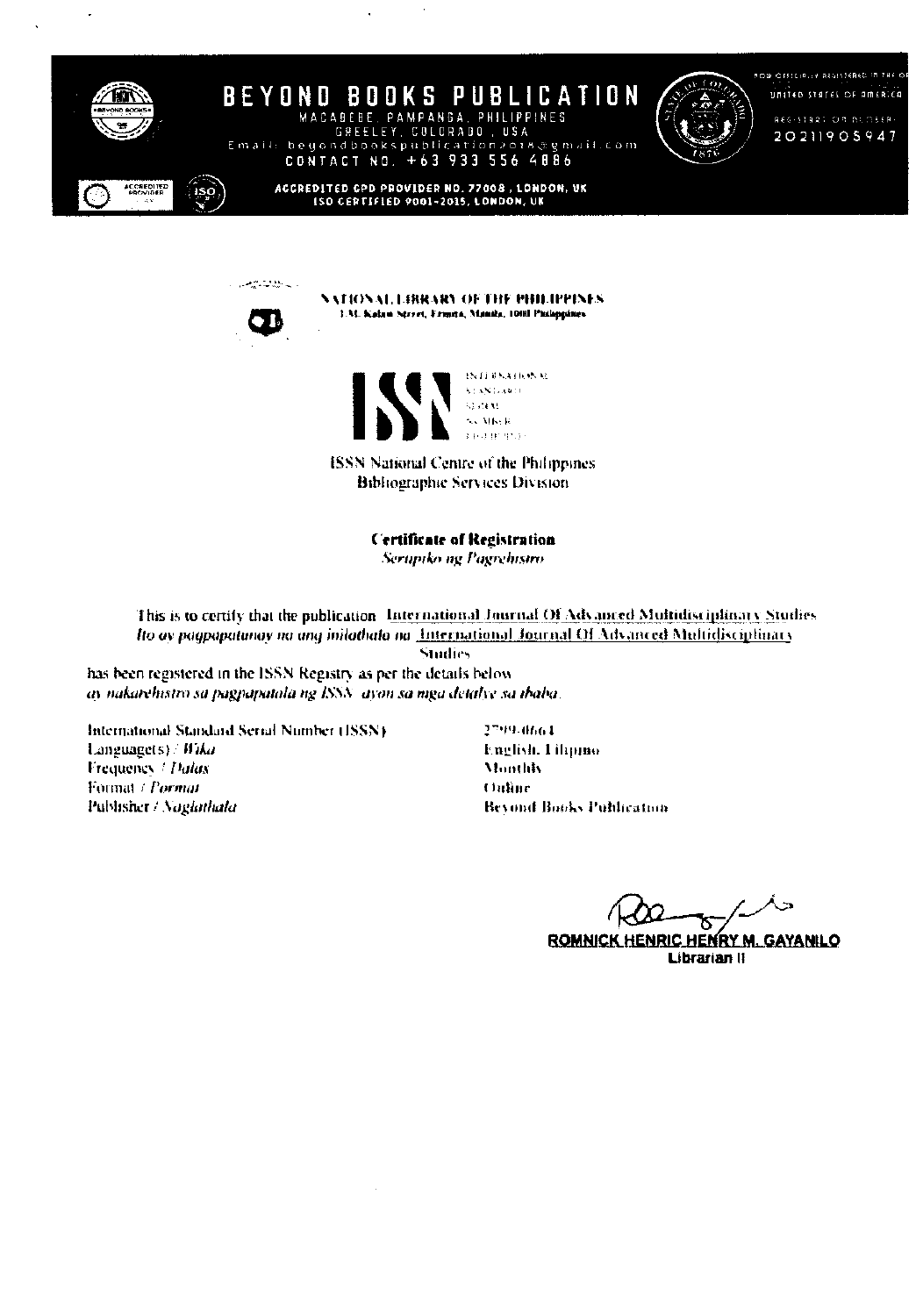# BEYOND BOOKS PUBLICATION

MACABEBE, PAMPANGA, PHILIPPINES
GREELEY, COLORADO, USA
Email: beyondbookspublication2018@gmail.com
CONTACT NO. +63 933 556 4886

ACCREDITED CPD PROVIDER NO. 77008, LONDON, UK
ISO CERTIFIED 9001-2015, LONDON, UK

NOW OFFICIALLY REGISTERED IN THE OF UNITED STATES OF AMERICA
REGISTRATION NUMBER: 20211905947

**NATIONAL LIBRARY OF THE PHILIPPINES**
T.M. Kalaw Street, Ermita, Manila, 1000 Philippines

**ISSN** INTERNATIONAL STANDARD SERIAL NUMBER

ISSN National Centre of the Philippines
Bibliographic Services Division

## Certificate of Registration

*Sertipiko ng Pagrehistro*

This is to certify that the publication International Journal Of Advanced Multidisciplinary Studies
*Ito ay pagpapatunay na ang inilathala na* International Journal Of Advanced Multidisciplinary Studies
has been registered in the ISSN Registry as per the details below
*ay nakarehistro sa pagpapatala ng ISSN ayon sa mga detalye sa ibaba.*

| | |
|---|---|
| International Standard Serial Number (ISSN) | 2799-0664 |
| Language(s) / *Wika* | English, Filipino |
| Frequency / *Dalas* | Monthly |
| Format / *Pormat* | Online |
| Publisher / *Naglathala* | Beyond Books Publication |

**ROMNICK HENRIC HENRY M. GAYANILO**
Librarian II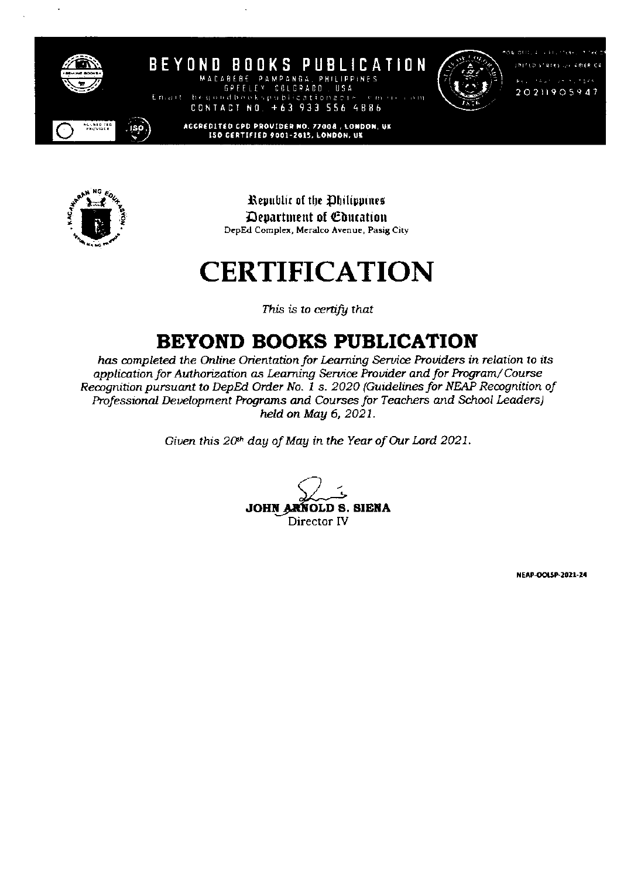# BEYOND BOOKS PUBLICATION

MACABEBE, PAMPANGA, PHILIPPINES
GREELEY, COLORADO, USA
Email: beyondbookspublication2019@gmail.com
CONTACT NO. +63 933 556 4886

ACCREDITED CPD PROVIDER NO. 77008, LONDON, UK
ISO CERTIFIED 9001-2015, LONDON, UK

20211905947

Republic of the Philippines
Department of Education
DepEd Complex, Meralco Avenue, Pasig City

# CERTIFICATION

*This is to certify that*

## BEYOND BOOKS PUBLICATION

*has completed the Online Orientation for Learning Service Providers in relation to its application for Authorization as Learning Service Provider and for Program/Course Recognition pursuant to DepEd Order No. 1 s. 2020 (Guidelines for NEAP Recognition of Professional Development Programs and Courses for Teachers and School Leaders) held on May 6, 2021.*

*Given this 20th day of May in the Year of Our Lord 2021.*

**JOHN ARNOLD S. SIENA**
Director IV

NEAP-OOLSP-2021-24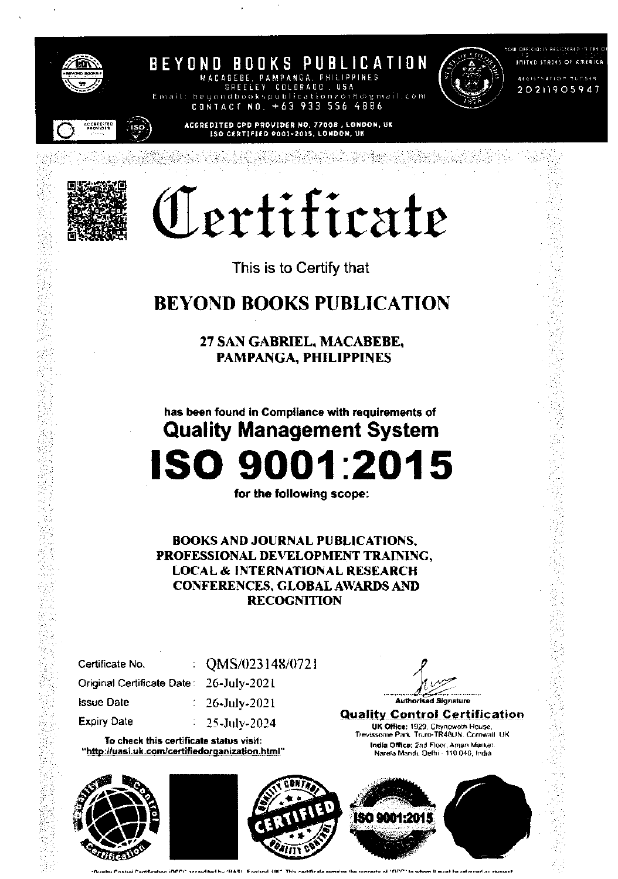# BEYOND BOOKS PUBLICATION

MACABEBE, PAMPANGA, PHILIPPINES
GREELEY COLORADO, USA
Email: beyondbookspublication2018@gmail.com
CONTACT NO. +63 933 556 4886

NOW OFFICIALLY REGISTERED IN THE STATE OF COLORADO, UNITED STATES OF AMERICA
REGISTRATION NUMBER 20211905947

ACCREDITED CPD PROVIDER NO. 77008, LONDON, UK
ISO CERTIFIED 9001-2015, LONDON, UK

# Certificate

This is to Certify that

## BEYOND BOOKS PUBLICATION

**27 SAN GABRIEL, MACABEBE, PAMPANGA, PHILIPPINES**

**has been found in Compliance with requirements of**

## Quality Management System

# ISO 9001:2015

**for the following scope:**

**BOOKS AND JOURNAL PUBLICATIONS, PROFESSIONAL DEVELOPMENT TRAINING, LOCAL & INTERNATIONAL RESEARCH CONFERENCES, GLOBAL AWARDS AND RECOGNITION**

| | | |
|---|---|---|
| Certificate No. | : | QMS/023148/0721 |
| Original Certificate Date | : | 26-July-2021 |
| Issue Date | : | 26-July-2021 |
| Expiry Date | : | 25-July-2024 |

**To check this certificate status visit: "http://uasi.uk.com/certifiedorganization.html"**

Authorised Signature

**Quality Control Certification**

**UK Office:** 1929, Chynoweth House, Trevissome Park, Truro-TR48UN, Cornwall UK
**India Office:** 2nd Floor, Aman Market, Narela Mandi, Delhi - 110 040, India

ISO 9001:2015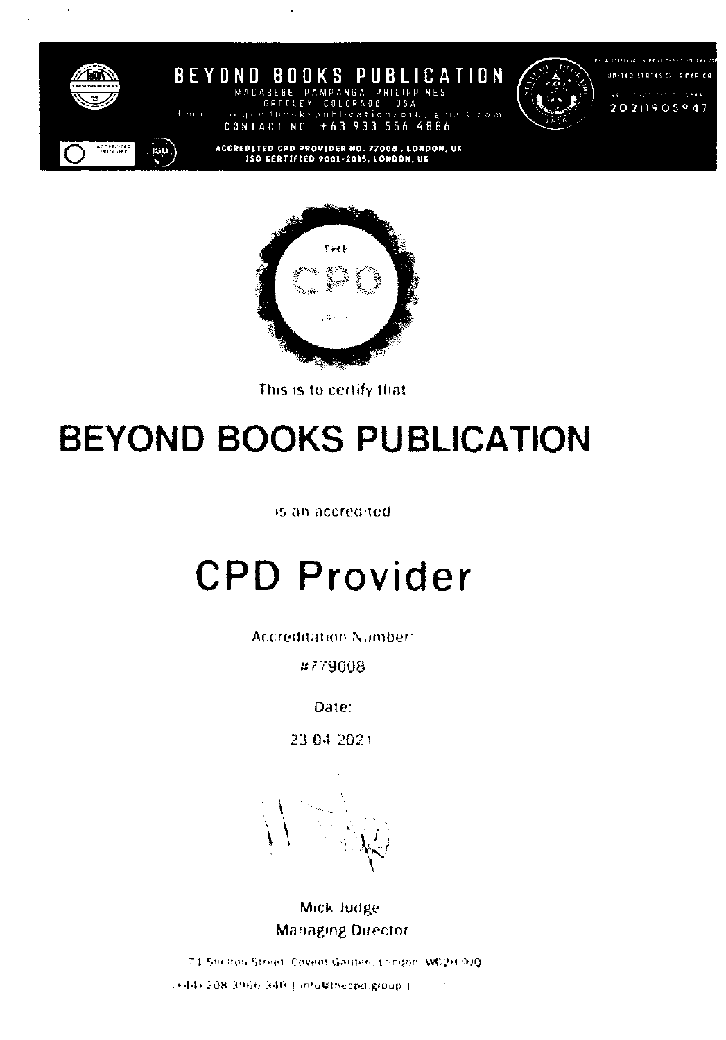BEYOND BOOKS PUBLICATION

MACABEBE, PAMPANGA, PHILIPPINES

GREELEY, COLORADO, USA

Email: beyondbookspublication2018@gmail.com

CONTACT NO. +63 933 556 4886

ACCREDITED CPD PROVIDER NO. 77008, LONDON, UK

ISO CERTIFIED 9001-2015, LONDON, UK

UNITED STATES OF AMERICA

20211905947

THE CPD

This is to certify that

# BEYOND BOOKS PUBLICATION

is an accredited

# CPD Provider

Accreditation Number:

#779008

Date:

23 04 2021

Mick Judge

Managing Director

71 Shelton Street, Covent Garden, London, WC2H 9JQ

(+44) 208 3966 340 | info@thecpd.group